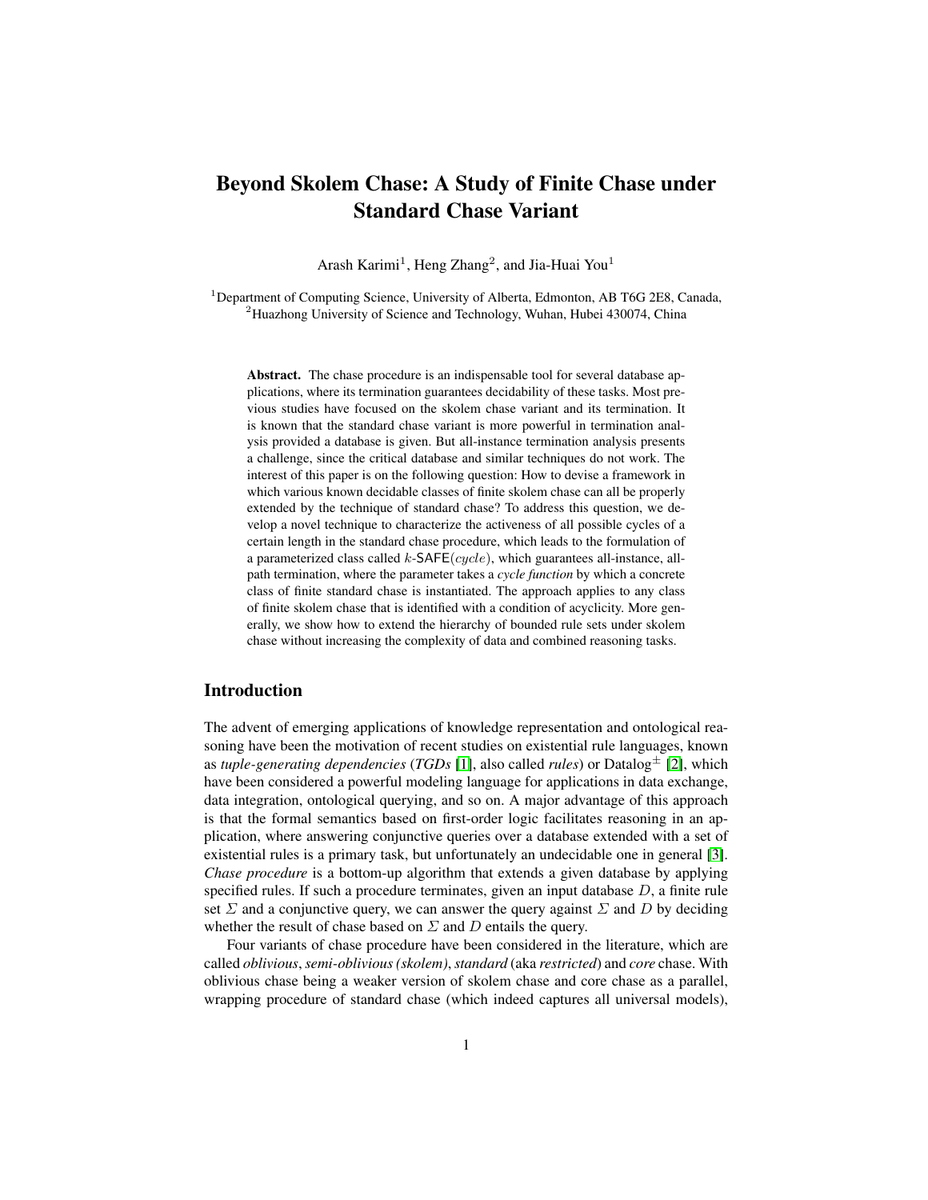# Beyond Skolem Chase: A Study of Finite Chase under Standard Chase Variant

Arash Karimi[1], Heng Zhang[2], and Jia-Huai You[1]

[1]Department of Computing Science, University of Alberta, Edmonton, AB T6G 2E8, Canada,
[2]Huazhong University of Science and Technology, Wuhan, Hubei 430074, China

**Abstract.** The chase procedure is an indispensable tool for several database applications, where its termination guarantees decidability of these tasks. Most previous studies have focused on the skolem chase variant and its termination. It is known that the standard chase variant is more powerful in termination analysis provided a database is given. But all-instance termination analysis presents a challenge, since the critical database and similar techniques do not work. The interest of this paper is on the following question: How to devise a framework in which various known decidable classes of finite skolem chase can all be properly extended by the technique of standard chase? To address this question, we develop a novel technique to characterize the activeness of all possible cycles of a certain length in the standard chase procedure, which leads to the formulation of a parameterized class called $k$-$\mathsf{SAFE}(cycle)$, which guarantees all-instance, all-path termination, where the parameter takes a *cycle function* by which a concrete class of finite standard chase is instantiated. The approach applies to any class of finite skolem chase that is identified with a condition of acyclicity. More generally, we show how to extend the hierarchy of bounded rule sets under skolem chase without increasing the complexity of data and combined reasoning tasks.

## Introduction

The advent of emerging applications of knowledge representation and ontological reasoning have been the motivation of recent studies on existential rule languages, known as *tuple-generating dependencies* (*TGDs* [1], also called *rules*) or Datalog$^{\pm}$ [2], which have been considered a powerful modeling language for applications in data exchange, data integration, ontological querying, and so on. A major advantage of this approach is that the formal semantics based on first-order logic facilitates reasoning in an application, where answering conjunctive queries over a database extended with a set of existential rules is a primary task, but unfortunately an undecidable one in general [3]. *Chase procedure* is a bottom-up algorithm that extends a given database by applying specified rules. If such a procedure terminates, given an input database $D$, a finite rule set $\Sigma$ and a conjunctive query, we can answer the query against $\Sigma$ and $D$ by deciding whether the result of chase based on $\Sigma$ and $D$ entails the query.

Four variants of chase procedure have been considered in the literature, which are called *oblivious*, *semi-oblivious (skolem)*, *standard* (aka *restricted*) and *core* chase. With oblivious chase being a weaker version of skolem chase and core chase as a parallel, wrapping procedure of standard chase (which indeed captures all universal models),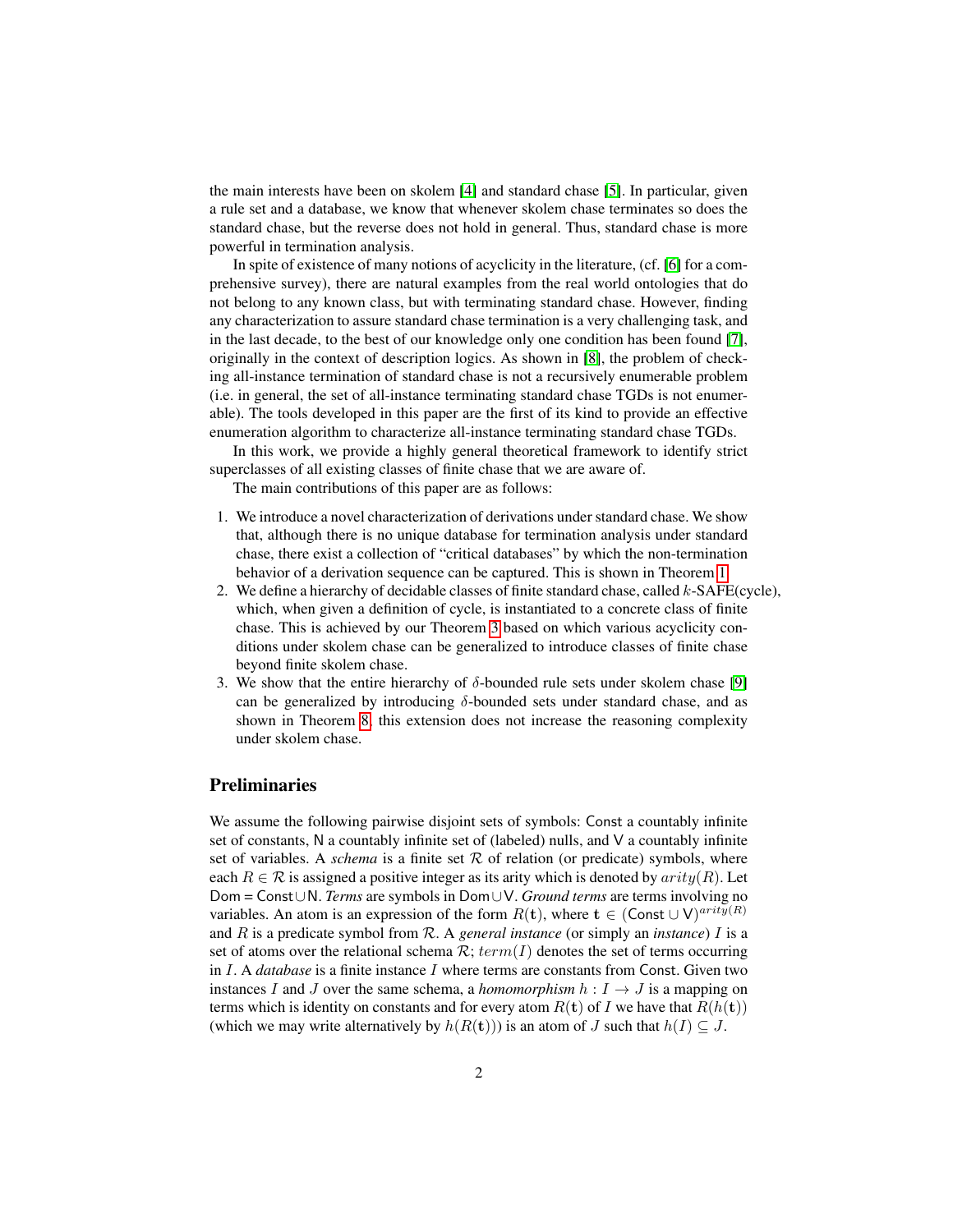the main interests have been on skolem [4] and standard chase [5]. In particular, given a rule set and a database, we know that whenever skolem chase terminates so does the standard chase, but the reverse does not hold in general. Thus, standard chase is more powerful in termination analysis.

In spite of existence of many notions of acyclicity in the literature, (cf. [6] for a comprehensive survey), there are natural examples from the real world ontologies that do not belong to any known class, but with terminating standard chase. However, finding any characterization to assure standard chase termination is a very challenging task, and in the last decade, to the best of our knowledge only one condition has been found [7], originally in the context of description logics. As shown in [8], the problem of checking all-instance termination of standard chase is not a recursively enumerable problem (i.e. in general, the set of all-instance terminating standard chase TGDs is not enumerable). The tools developed in this paper are the first of its kind to provide an effective enumeration algorithm to characterize all-instance terminating standard chase TGDs.

In this work, we provide a highly general theoretical framework to identify strict superclasses of all existing classes of finite chase that we are aware of.

The main contributions of this paper are as follows:

1. We introduce a novel characterization of derivations under standard chase. We show that, although there is no unique database for termination analysis under standard chase, there exist a collection of "critical databases" by which the non-termination behavior of a derivation sequence can be captured. This is shown in Theorem 1.
2. We define a hierarchy of decidable classes of finite standard chase, called $k$-SAFE(cycle), which, when given a definition of cycle, is instantiated to a concrete class of finite chase. This is achieved by our Theorem 3 based on which various acyclicity conditions under skolem chase can be generalized to introduce classes of finite chase beyond finite skolem chase.
3. We show that the entire hierarchy of $\delta$-bounded rule sets under skolem chase [9] can be generalized by introducing $\delta$-bounded sets under standard chase, and as shown in Theorem 8, this extension does not increase the reasoning complexity under skolem chase.

## Preliminaries

We assume the following pairwise disjoint sets of symbols: $\mathsf{Const}$ a countably infinite set of constants, $\mathsf{N}$ a countably infinite set of (labeled) nulls, and $\mathsf{V}$ a countably infinite set of variables. A *schema* is a finite set $\mathcal{R}$ of relation (or predicate) symbols, where each $R \in \mathcal{R}$ is assigned a positive integer as its arity which is denoted by $arity(R)$. Let $\mathsf{Dom} = \mathsf{Const} \cup \mathsf{N}$. *Terms* are symbols in $\mathsf{Dom} \cup \mathsf{V}$. *Ground terms* are terms involving no variables. An atom is an expression of the form $R(\mathbf{t})$, where $\mathbf{t} \in (\mathsf{Const} \cup \mathsf{V})^{arity(R)}$ and $R$ is a predicate symbol from $\mathcal{R}$. A *general instance* (or simply an *instance*) $I$ is a set of atoms over the relational schema $\mathcal{R}$; $term(I)$ denotes the set of terms occurring in $I$. A *database* is a finite instance $I$ where terms are constants from $\mathsf{Const}$. Given two instances $I$ and $J$ over the same schema, a *homomorphism* $h : I \to J$ is a mapping on terms which is identity on constants and for every atom $R(\mathbf{t})$ of $I$ we have that $R(h(\mathbf{t}))$ (which we may write alternatively by $h(R(\mathbf{t}))$) is an atom of $J$ such that $h(I) \subseteq J$.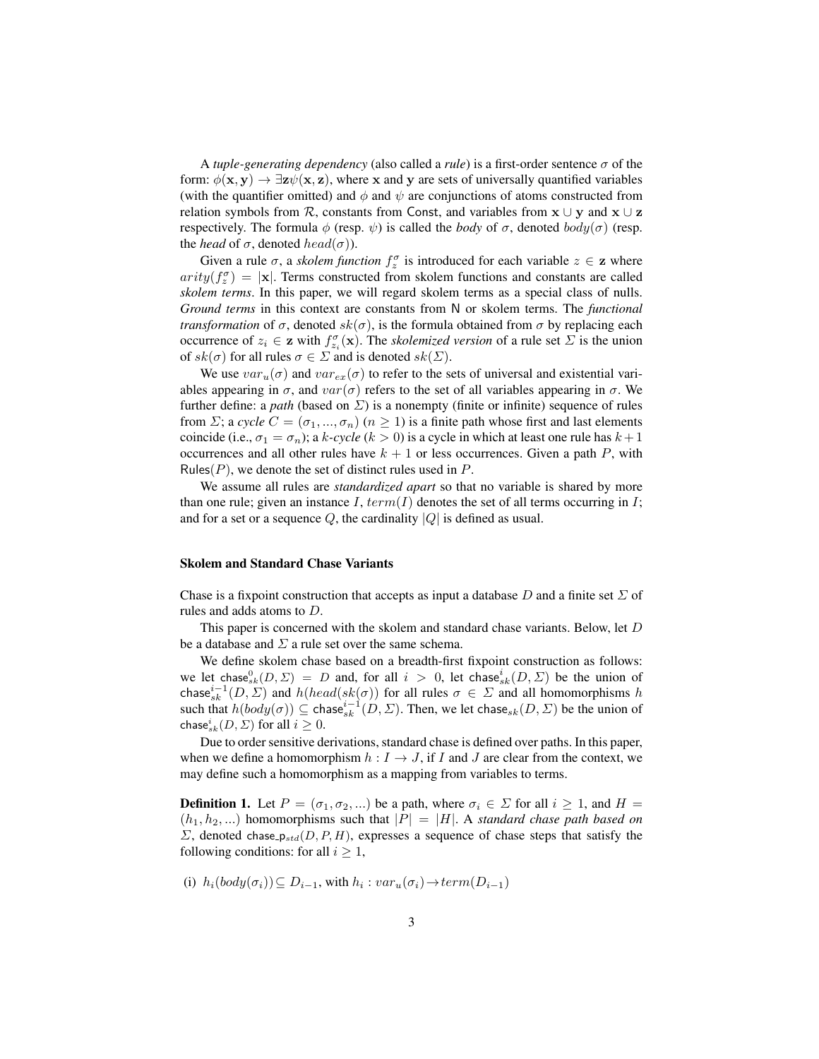A *tuple-generating dependency* (also called a *rule*) is a first-order sentence $\sigma$ of the form: $\phi(\mathbf{x}, \mathbf{y}) \rightarrow \exists \mathbf{z} \psi(\mathbf{x}, \mathbf{z})$, where $\mathbf{x}$ and $\mathbf{y}$ are sets of universally quantified variables (with the quantifier omitted) and $\phi$ and $\psi$ are conjunctions of atoms constructed from relation symbols from $\mathcal{R}$, constants from $\mathsf{Const}$, and variables from $\mathbf{x} \cup \mathbf{y}$ and $\mathbf{x} \cup \mathbf{z}$ respectively. The formula $\phi$ (resp. $\psi$) is called the *body* of $\sigma$, denoted $body(\sigma)$ (resp. the *head* of $\sigma$, denoted $head(\sigma)$).

Given a rule $\sigma$, a *skolem function* $f_z^\sigma$ is introduced for each variable $z \in \mathbf{z}$ where $arity(f_z^\sigma) = |\mathbf{x}|$. Terms constructed from skolem functions and constants are called *skolem terms*. In this paper, we will regard skolem terms as a special class of nulls. *Ground terms* in this context are constants from $\mathsf{N}$ or skolem terms. The *functional transformation* of $\sigma$, denoted $sk(\sigma)$, is the formula obtained from $\sigma$ by replacing each occurrence of $z_i \in \mathbf{z}$ with $f_{z_i}^\sigma(\mathbf{x})$. The *skolemized version* of a rule set $\Sigma$ is the union of $sk(\sigma)$ for all rules $\sigma \in \Sigma$ and is denoted $sk(\Sigma)$.

We use $var_u(\sigma)$ and $var_{ex}(\sigma)$ to refer to the sets of universal and existential variables appearing in $\sigma$, and $var(\sigma)$ refers to the set of all variables appearing in $\sigma$. We further define: a *path* (based on $\Sigma$) is a nonempty (finite or infinite) sequence of rules from $\Sigma$; a *cycle* $C = (\sigma_1, ..., \sigma_n)$ $(n \geq 1)$ is a finite path whose first and last elements coincide (i.e., $\sigma_1 = \sigma_n$); a *k-cycle* $(k > 0)$ is a cycle in which at least one rule has $k+1$ occurrences and all other rules have $k+1$ or less occurrences. Given a path $P$, with $\mathsf{Rules}(P)$, we denote the set of distinct rules used in $P$.

We assume all rules are *standardized apart* so that no variable is shared by more than one rule; given an instance $I$, $term(I)$ denotes the set of all terms occurring in $I$; and for a set or a sequence $Q$, the cardinality $|Q|$ is defined as usual.

### Skolem and Standard Chase Variants

Chase is a fixpoint construction that accepts as input a database $D$ and a finite set $\Sigma$ of rules and adds atoms to $D$.

This paper is concerned with the skolem and standard chase variants. Below, let $D$ be a database and $\Sigma$ a rule set over the same schema.

We define skolem chase based on a breadth-first fixpoint construction as follows: we let $\mathsf{chase}_{sk}^0(D, \Sigma) = D$ and, for all $i > 0$, let $\mathsf{chase}_{sk}^i(D, \Sigma)$ be the union of $\mathsf{chase}_{sk}^{i-1}(D, \Sigma)$ and $h(head(sk(\sigma))$ for all rules $\sigma \in \Sigma$ and all homomorphisms $h$ such that $h(body(\sigma)) \subseteq \mathsf{chase}_{sk}^{i-1}(D, \Sigma)$. Then, we let $\mathsf{chase}_{sk}(D, \Sigma)$ be the union of $\mathsf{chase}_{sk}^i(D, \Sigma)$ for all $i \geq 0$.

Due to order sensitive derivations, standard chase is defined over paths. In this paper, when we define a homomorphism $h : I \rightarrow J$, if $I$ and $J$ are clear from the context, we may define such a homomorphism as a mapping from variables to terms.

**Definition 1.** Let $P = (\sigma_1, \sigma_2, ...)$ be a path, where $\sigma_i \in \Sigma$ for all $i \geq 1$, and $H = (h_1, h_2, ...)$ homomorphisms such that $|P| = |H|$. A *standard chase path based on* $\Sigma$, denoted $\mathsf{chase\_p}_{std}(D, P, H)$, expresses a sequence of chase steps that satisfy the following conditions: for all $i \geq 1$,

(i) $h_i(body(\sigma_i)) \subseteq D_{i-1}$, with $h_i : var_u(\sigma_i) \rightarrow term(D_{i-1})$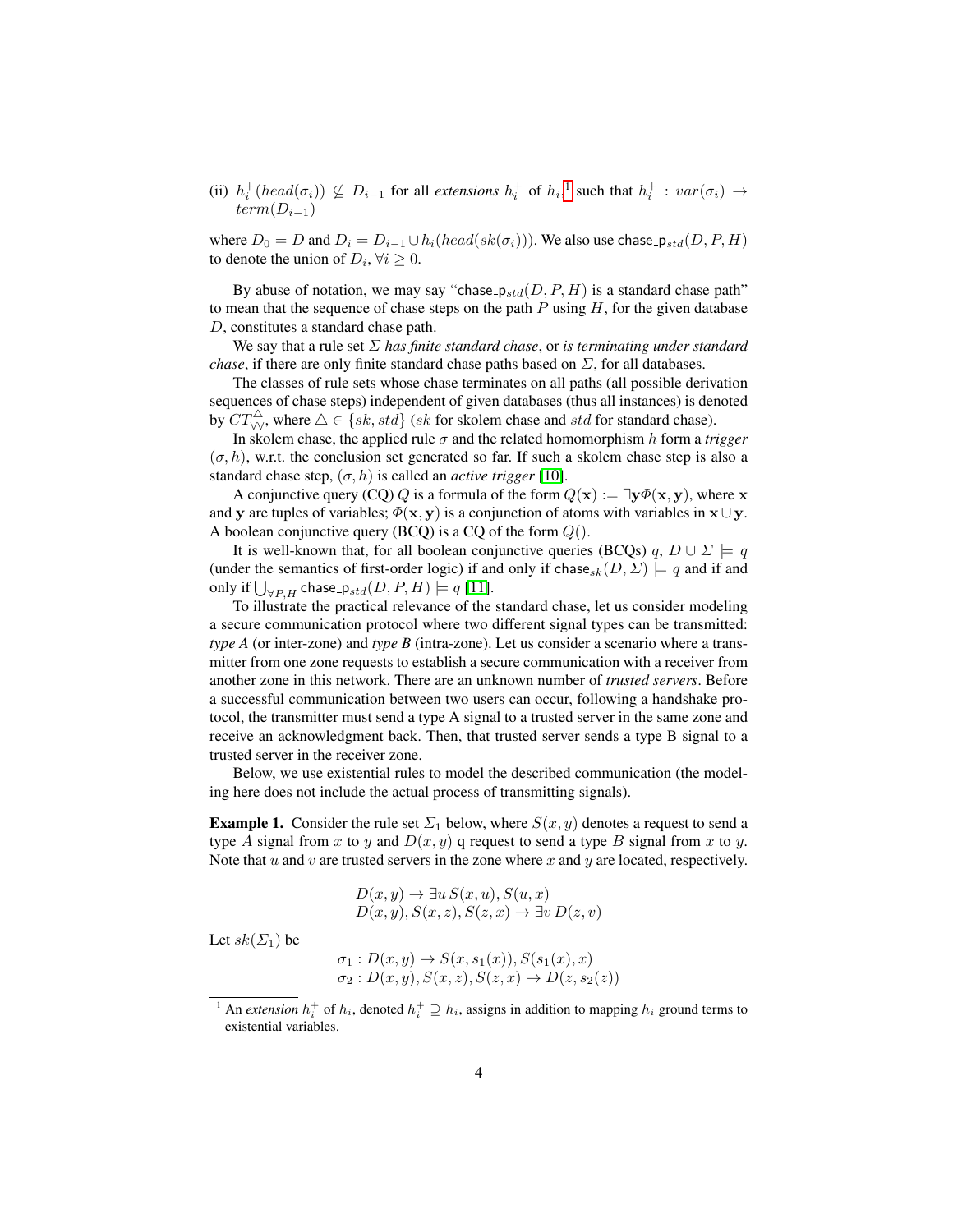(ii) $h_i^+(head(\sigma_i)) \not\subseteq D_{i-1}$ for all *extensions* $h_i^+$ of $h_i$[1] such that $h_i^+ : var(\sigma_i) \rightarrow term(D_{i-1})$

where $D_0 = D$ and $D_i = D_{i-1} \cup h_i(head(sk(\sigma_i)))$. We also use $\mathsf{chase\_p}_{std}(D, P, H)$ to denote the union of $D_i$, $\forall i \geq 0$.

By abuse of notation, we may say "$\mathsf{chase\_p}_{std}(D, P, H)$ is a standard chase path" to mean that the sequence of chase steps on the path $P$ using $H$, for the given database $D$, constitutes a standard chase path.

We say that a rule set $\Sigma$ *has finite standard chase*, or *is terminating under standard chase*, if there are only finite standard chase paths based on $\Sigma$, for all databases.

The classes of rule sets whose chase terminates on all paths (all possible derivation sequences of chase steps) independent of given databases (thus all instances) is denoted by $CT^{\triangle}_{\forall\forall}$, where $\triangle \in \{sk, std\}$ ($sk$ for skolem chase and $std$ for standard chase).

In skolem chase, the applied rule $\sigma$ and the related homomorphism $h$ form a *trigger* $(\sigma, h)$, w.r.t. the conclusion set generated so far. If such a skolem chase step is also a standard chase step, $(\sigma, h)$ is called an *active trigger* [10].

A conjunctive query (CQ) $Q$ is a formula of the form $Q(\mathbf{x}) := \exists \mathbf{y} \Phi(\mathbf{x}, \mathbf{y})$, where $\mathbf{x}$ and $\mathbf{y}$ are tuples of variables; $\Phi(\mathbf{x}, \mathbf{y})$ is a conjunction of atoms with variables in $\mathbf{x} \cup \mathbf{y}$. A boolean conjunctive query (BCQ) is a CQ of the form $Q()$.

It is well-known that, for all boolean conjunctive queries (BCQs) $q$, $D \cup \Sigma \models q$ (under the semantics of first-order logic) if and only if $\mathsf{chase}_{sk}(D, \Sigma) \models q$ and if and only if $\bigcup_{\forall P, H} \mathsf{chase\_p}_{std}(D, P, H) \models q$ [11].

To illustrate the practical relevance of the standard chase, let us consider modeling a secure communication protocol where two different signal types can be transmitted: *type A* (or inter-zone) and *type B* (intra-zone). Let us consider a scenario where a transmitter from one zone requests to establish a secure communication with a receiver from another zone in this network. There are an unknown number of *trusted servers*. Before a successful communication between two users can occur, following a handshake protocol, the transmitter must send a type A signal to a trusted server in the same zone and receive an acknowledgment back. Then, that trusted server sends a type B signal to a trusted server in the receiver zone.

Below, we use existential rules to model the described communication (the modeling here does not include the actual process of transmitting signals).

**Example 1.** Consider the rule set $\Sigma_1$ below, where $S(x, y)$ denotes a request to send a type $A$ signal from $x$ to $y$ and $D(x, y)$ q request to send a type $B$ signal from $x$ to $y$. Note that $u$ and $v$ are trusted servers in the zone where $x$ and $y$ are located, respectively.

$$D(x, y) \rightarrow \exists u\, S(x, u), S(u, x)$$
$$D(x, y), S(x, z), S(z, x) \rightarrow \exists v\, D(z, v)$$

Let $sk(\Sigma_1)$ be

$$\sigma_1 : D(x, y) \rightarrow S(x, s_1(x)), S(s_1(x), x)$$
$$\sigma_2 : D(x, y), S(x, z), S(z, x) \rightarrow D(z, s_2(z))$$

[1] An *extension* $h_i^+$ of $h_i$, denoted $h_i^+ \supseteq h_i$, assigns in addition to mapping $h_i$ ground terms to existential variables.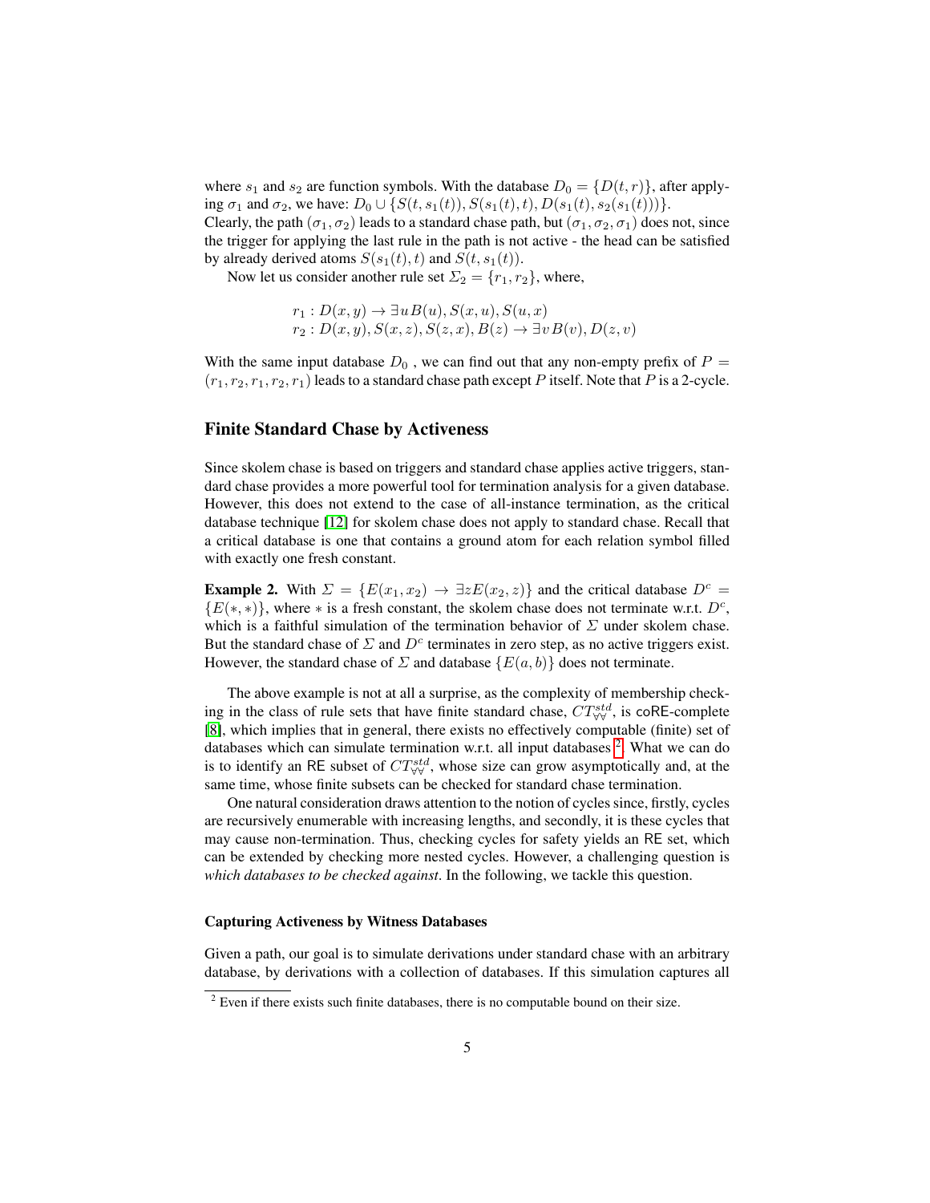where $s_1$ and $s_2$ are function symbols. With the database $D_0 = \{D(t,r)\}$, after applying $\sigma_1$ and $\sigma_2$, we have: $D_0 \cup \{S(t, s_1(t)), S(s_1(t), t), D(s_1(t), s_2(s_1(t)))\}$.
Clearly, the path $(\sigma_1, \sigma_2)$ leads to a standard chase path, but $(\sigma_1, \sigma_2, \sigma_1)$ does not, since the trigger for applying the last rule in the path is not active - the head can be satisfied by already derived atoms $S(s_1(t), t)$ and $S(t, s_1(t))$.

Now let us consider another rule set $\Sigma_2 = \{r_1, r_2\}$, where,

$$
\begin{aligned}
&r_1 : D(x,y) \rightarrow \exists u\, B(u), S(x,u), S(u,x) \\
&r_2 : D(x,y), S(x,z), S(z,x), B(z) \rightarrow \exists v\, B(v), D(z,v)
\end{aligned}
$$

With the same input database $D_0$ , we can find out that any non-empty prefix of $P = (r_1, r_2, r_1, r_2, r_1)$ leads to a standard chase path except $P$ itself. Note that $P$ is a 2-cycle.

## Finite Standard Chase by Activeness

Since skolem chase is based on triggers and standard chase applies active triggers, standard chase provides a more powerful tool for termination analysis for a given database. However, this does not extend to the case of all-instance termination, as the critical database technique [12] for skolem chase does not apply to standard chase. Recall that a critical database is one that contains a ground atom for each relation symbol filled with exactly one fresh constant.

**Example 2.** With $\Sigma = \{E(x_1, x_2) \rightarrow \exists z E(x_2, z)\}$ and the critical database $D^c = \{E(*,*)\}$, where $*$ is a fresh constant, the skolem chase does not terminate w.r.t. $D^c$, which is a faithful simulation of the termination behavior of $\Sigma$ under skolem chase. But the standard chase of $\Sigma$ and $D^c$ terminates in zero step, as no active triggers exist. However, the standard chase of $\Sigma$ and database $\{E(a,b)\}$ does not terminate.

The above example is not at all a surprise, as the complexity of membership checking in the class of rule sets that have finite standard chase, $CT^{std}_{\forall\forall}$, is coRE-complete [8], which implies that in general, there exists no effectively computable (finite) set of databases which can simulate termination w.r.t. all input databases [2]. What we can do is to identify an RE subset of $CT^{std}_{\forall\forall}$, whose size can grow asymptotically and, at the same time, whose finite subsets can be checked for standard chase termination.

One natural consideration draws attention to the notion of cycles since, firstly, cycles are recursively enumerable with increasing lengths, and secondly, it is these cycles that may cause non-termination. Thus, checking cycles for safety yields an RE set, which can be extended by checking more nested cycles. However, a challenging question is *which databases to be checked against*. In the following, we tackle this question.

#### Capturing Activeness by Witness Databases

Given a path, our goal is to simulate derivations under standard chase with an arbitrary database, by derivations with a collection of databases. If this simulation captures all

[2] Even if there exists such finite databases, there is no computable bound on their size.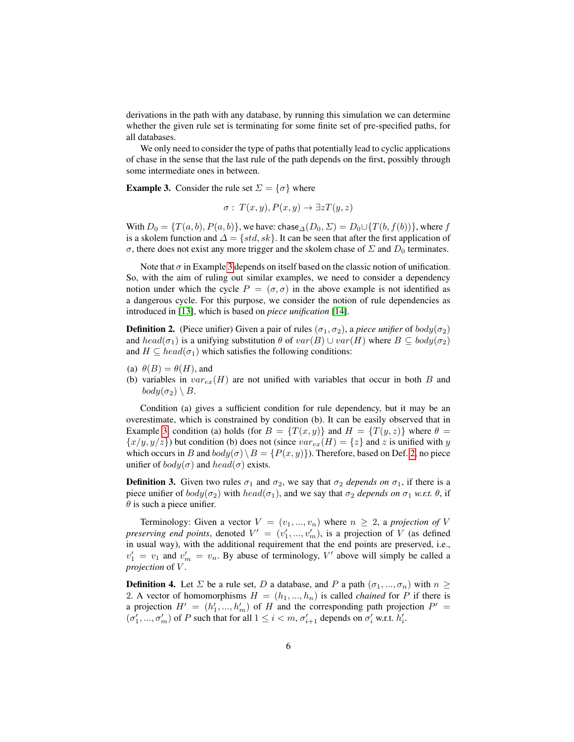derivations in the path with any database, by running this simulation we can determine whether the given rule set is terminating for some finite set of pre-specified paths, for all databases.

We only need to consider the type of paths that potentially lead to cyclic applications of chase in the sense that the last rule of the path depends on the first, possibly through some intermediate ones in between.

**Example 3.** Consider the rule set $\Sigma = \{\sigma\}$ where

$$\sigma : \; T(x, y), P(x, y) \rightarrow \exists z T(y, z)$$

With $D_0 = \{T(a, b), P(a, b)\}$, we have: $\mathsf{chase}_\Delta(D_0, \Sigma) = D_0 \cup \{T(b, f(b))\}$, where $f$ is a skolem function and $\Delta = \{std, sk\}$. It can be seen that after the first application of $\sigma$, there does not exist any more trigger and the skolem chase of $\Sigma$ and $D_0$ terminates.

Note that $\sigma$ in Example 3 depends on itself based on the classic notion of unification. So, with the aim of ruling out similar examples, we need to consider a dependency notion under which the cycle $P = (\sigma, \sigma)$ in the above example is not identified as a dangerous cycle. For this purpose, we consider the notion of rule dependencies as introduced in [13], which is based on *piece unification* [14].

**Definition 2.** (Piece unifier) Given a pair of rules $(\sigma_1, \sigma_2)$, a *piece unifier* of $body(\sigma_2)$ and $head(\sigma_1)$ is a unifying substitution $\theta$ of $var(B) \cup var(H)$ where $B \subseteq body(\sigma_2)$ and $H \subseteq head(\sigma_1)$ which satisfies the following conditions:

(a) $\theta(B) = \theta(H)$, and
(b) variables in $var_{ex}(H)$ are not unified with variables that occur in both $B$ and $body(\sigma_2) \setminus B$.

Condition (a) gives a sufficient condition for rule dependency, but it may be an overestimate, which is constrained by condition (b). It can be easily observed that in Example 3, condition (a) holds (for $B = \{T(x, y)\}$ and $H = \{T(y, z)\}$ where $\theta = \{x/y, y/z\}$) but condition (b) does not (since $var_{ex}(H) = \{z\}$ and $z$ is unified with $y$ which occurs in $B$ and $body(\sigma) \setminus B = \{P(x, y)\}$). Therefore, based on Def. 2, no piece unifier of $body(\sigma)$ and $head(\sigma)$ exists.

**Definition 3.** Given two rules $\sigma_1$ and $\sigma_2$, we say that $\sigma_2$ *depends on* $\sigma_1$, if there is a piece unifier of $body(\sigma_2)$ with $head(\sigma_1)$, and we say that $\sigma_2$ *depends on* $\sigma_1$ *w.r.t.* $\theta$, if $\theta$ is such a piece unifier.

Terminology: Given a vector $V = (v_1, ..., v_n)$ where $n \geq 2$, a *projection of* $V$ *preserving end points*, denoted $V' = (v'_1, ..., v'_m)$, is a projection of $V$ (as defined in usual way), with the additional requirement that the end points are preserved, i.e., $v'_1 = v_1$ and $v'_m = v_n$. By abuse of terminology, $V'$ above will simply be called a *projection* of $V$.

**Definition 4.** Let $\Sigma$ be a rule set, $D$ a database, and $P$ a path $(\sigma_1, ..., \sigma_n)$ with $n \geq 2$. A vector of homomorphisms $H = (h_1, ..., h_n)$ is called *chained* for $P$ if there is a projection $H' = (h'_1, ..., h'_m)$ of $H$ and the corresponding path projection $P' = (\sigma'_1, ..., \sigma'_m)$ of $P$ such that for all $1 \leq i < m$, $\sigma'_{i+1}$ depends on $\sigma'_i$ w.r.t. $h'_i$.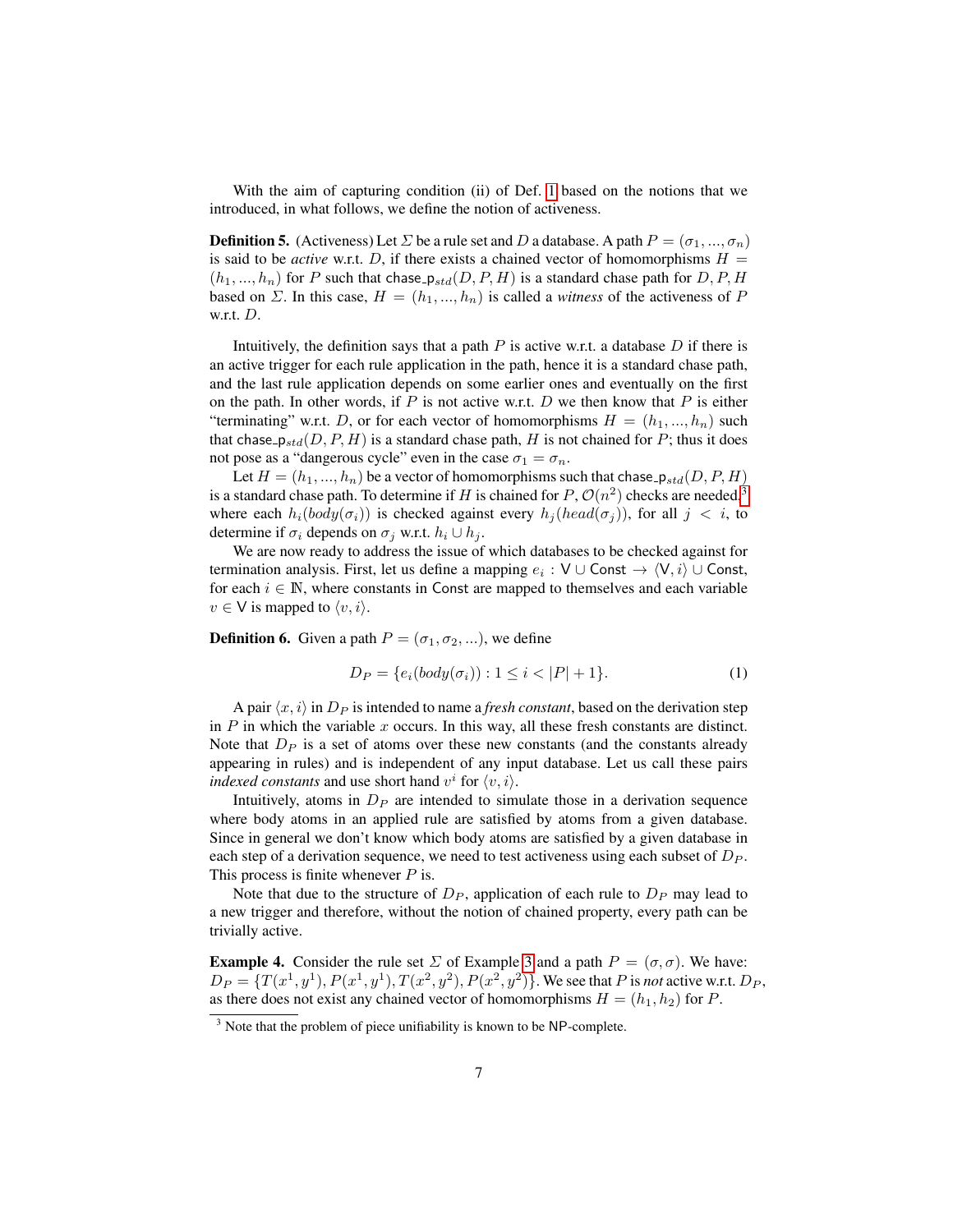With the aim of capturing condition (ii) of Def. 1 based on the notions that we introduced, in what follows, we define the notion of activeness.

**Definition 5.** (Activeness) Let $\Sigma$ be a rule set and $D$ a database. A path $P = (\sigma_1, ..., \sigma_n)$ is said to be *active* w.r.t. $D$, if there exists a chained vector of homomorphisms $H = (h_1, ..., h_n)$ for $P$ such that $\mathsf{chase\_p}_{std}(D, P, H)$ is a standard chase path for $D, P, H$ based on $\Sigma$. In this case, $H = (h_1, ..., h_n)$ is called a *witness* of the activeness of $P$ w.r.t. $D$.

Intuitively, the definition says that a path $P$ is active w.r.t. a database $D$ if there is an active trigger for each rule application in the path, hence it is a standard chase path, and the last rule application depends on some earlier ones and eventually on the first on the path. In other words, if $P$ is not active w.r.t. $D$ we then know that $P$ is either "terminating" w.r.t. $D$, or for each vector of homomorphisms $H = (h_1, ..., h_n)$ such that $\mathsf{chase\_p}_{std}(D, P, H)$ is a standard chase path, $H$ is not chained for $P$; thus it does not pose as a "dangerous cycle" even in the case $\sigma_1 = \sigma_n$.

Let $H = (h_1, ..., h_n)$ be a vector of homomorphisms such that $\mathsf{chase\_p}_{std}(D, P, H)$ is a standard chase path. To determine if $H$ is chained for $P$, $\mathcal{O}(n^2)$ checks are needed,[3] where each $h_i(body(\sigma_i))$ is checked against every $h_j(head(\sigma_j))$, for all $j < i$, to determine if $\sigma_i$ depends on $\sigma_j$ w.r.t. $h_i \cup h_j$.

We are now ready to address the issue of which databases to be checked against for termination analysis. First, let us define a mapping $e_i : \mathsf{V} \cup \mathsf{Const} \rightarrow \langle \mathsf{V}, i \rangle \cup \mathsf{Const}$, for each $i \in \mathbb{N}$, where constants in $\mathsf{Const}$ are mapped to themselves and each variable $v \in \mathsf{V}$ is mapped to $\langle v, i \rangle$.

**Definition 6.** Given a path $P = (\sigma_1, \sigma_2, ...)$, we define

$$D_P = \{e_i(body(\sigma_i)) : 1 \leq i < |P| + 1\}. \tag{1}$$

A pair $\langle x, i \rangle$ in $D_P$ is intended to name a *fresh constant*, based on the derivation step in $P$ in which the variable $x$ occurs. In this way, all these fresh constants are distinct. Note that $D_P$ is a set of atoms over these new constants (and the constants already appearing in rules) and is independent of any input database. Let us call these pairs *indexed constants* and use short hand $v^i$ for $\langle v, i \rangle$.

Intuitively, atoms in $D_P$ are intended to simulate those in a derivation sequence where body atoms in an applied rule are satisfied by atoms from a given database. Since in general we don't know which body atoms are satisfied by a given database in each step of a derivation sequence, we need to test activeness using each subset of $D_P$. This process is finite whenever $P$ is.

Note that due to the structure of $D_P$, application of each rule to $D_P$ may lead to a new trigger and therefore, without the notion of chained property, every path can be trivially active.

**Example 4.** Consider the rule set $\Sigma$ of Example 3 and a path $P = (\sigma, \sigma)$. We have: $D_P = \{T(x^1, y^1), P(x^1, y^1), T(x^2, y^2), P(x^2, y^2)\}$. We see that $P$ is *not* active w.r.t. $D_P$, as there does not exist any chained vector of homomorphisms $H = (h_1, h_2)$ for $P$.

[3] Note that the problem of piece unifiability is known to be NP-complete.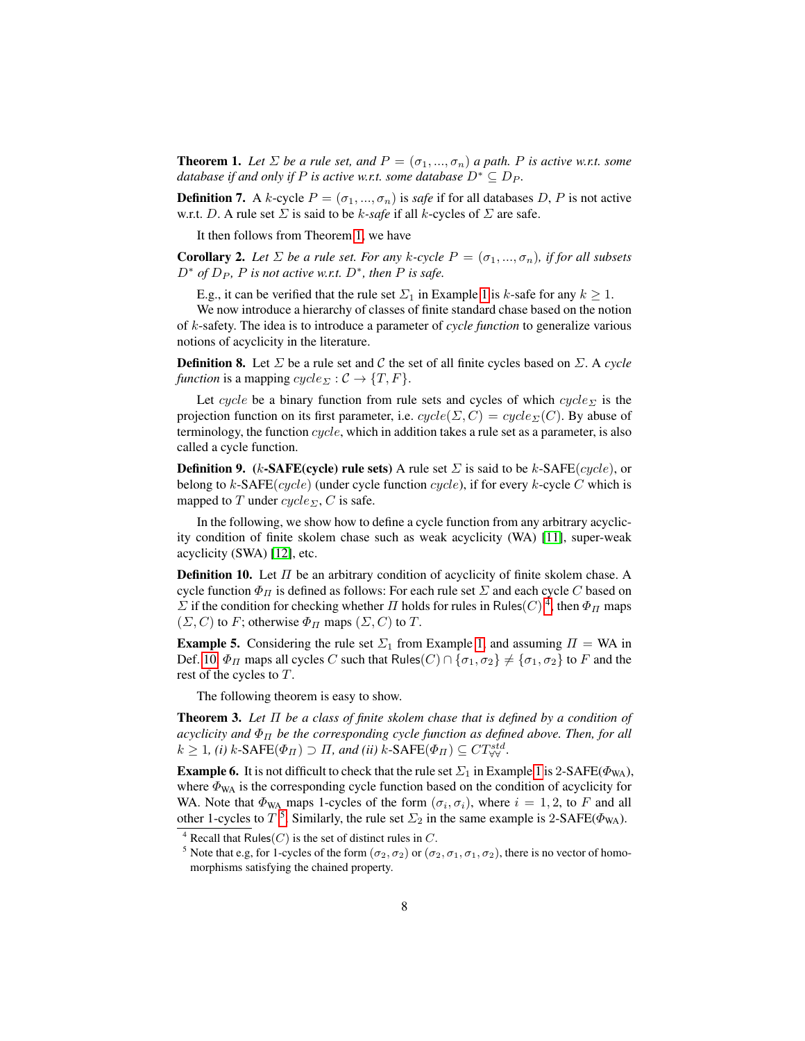**Theorem 1.** *Let $\Sigma$ be a rule set, and $P = (\sigma_1, ..., \sigma_n)$ a path. $P$ is active w.r.t. some database if and only if $P$ is active w.r.t. some database $D^* \subseteq D_P$.*

**Definition 7.** A $k$-cycle $P = (\sigma_1, ..., \sigma_n)$ is *safe* if for all databases $D$, $P$ is not active w.r.t. $D$. A rule set $\Sigma$ is said to be *$k$-safe* if all $k$-cycles of $\Sigma$ are safe.

It then follows from Theorem 1, we have

**Corollary 2.** *Let $\Sigma$ be a rule set. For any $k$-cycle $P = (\sigma_1, ..., \sigma_n)$, if for all subsets $D^*$ of $D_P$, $P$ is not active w.r.t. $D^*$, then $P$ is safe.*

E.g., it can be verified that the rule set $\Sigma_1$ in Example 1 is $k$-safe for any $k \geq 1$.

We now introduce a hierarchy of classes of finite standard chase based on the notion of $k$-safety. The idea is to introduce a parameter of *cycle function* to generalize various notions of acyclicity in the literature.

**Definition 8.** Let $\Sigma$ be a rule set and $\mathcal{C}$ the set of all finite cycles based on $\Sigma$. A *cycle function* is a mapping $cycle_\Sigma : \mathcal{C} \rightarrow \{T, F\}$.

Let $cycle$ be a binary function from rule sets and cycles of which $cycle_\Sigma$ is the projection function on its first parameter, i.e. $cycle(\Sigma, C) = cycle_\Sigma(C)$. By abuse of terminology, the function $cycle$, which in addition takes a rule set as a parameter, is also called a cycle function.

**Definition 9. ($k$-SAFE($cycle$) rule sets)** A rule set $\Sigma$ is said to be $k$-SAFE($cycle$), or belong to $k$-SAFE($cycle$) (under cycle function $cycle$), if for every $k$-cycle $C$ which is mapped to $T$ under $cycle_\Sigma$, $C$ is safe.

In the following, we show how to define a cycle function from any arbitrary acyclicity condition of finite skolem chase such as weak acyclicity (WA) [11], super-weak acyclicity (SWA) [12], etc.

**Definition 10.** Let $\Pi$ be an arbitrary condition of acyclicity of finite skolem chase. A cycle function $\Phi_\Pi$ is defined as follows: For each rule set $\Sigma$ and each cycle $C$ based on $\Sigma$ if the condition for checking whether $\Pi$ holds for rules in $\mathsf{Rules}(C)$ [4], then $\Phi_\Pi$ maps $(\Sigma, C)$ to $F$; otherwise $\Phi_\Pi$ maps $(\Sigma, C)$ to $T$.

**Example 5.** Considering the rule set $\Sigma_1$ from Example 1, and assuming $\Pi$ = WA in Def. 10, $\Phi_\Pi$ maps all cycles $C$ such that $\mathsf{Rules}(C) \cap \{\sigma_1, \sigma_2\} \neq \{\sigma_1, \sigma_2\}$ to $F$ and the rest of the cycles to $T$.

The following theorem is easy to show.

**Theorem 3.** *Let $\Pi$ be a class of finite skolem chase that is defined by a condition of acyclicity and $\Phi_\Pi$ be the corresponding cycle function as defined above. Then, for all $k \geq 1$, (i) $k$-SAFE($\Phi_\Pi$) $\supset \Pi$, and (ii) $k$-SAFE($\Phi_\Pi$) $\subseteq CT^{std}_{\forall\forall}$.*

**Example 6.** It is not difficult to check that the rule set $\Sigma_1$ in Example 1 is 2-SAFE($\Phi_{\text{WA}}$), where $\Phi_{\text{WA}}$ is the corresponding cycle function based on the condition of acyclicity for WA. Note that $\Phi_{\text{WA}}$ maps 1-cycles of the form $(\sigma_i, \sigma_i)$, where $i = 1, 2$, to $F$ and all other 1-cycles to $T$ [5]. Similarly, the rule set $\Sigma_2$ in the same example is 2-SAFE($\Phi_{\text{WA}}$).

[4] Recall that $\mathsf{Rules}(C)$ is the set of distinct rules in $C$.

[5] Note that e.g, for 1-cycles of the form $(\sigma_2, \sigma_2)$ or $(\sigma_2, \sigma_1, \sigma_1, \sigma_2)$, there is no vector of homomorphisms satisfying the chained property.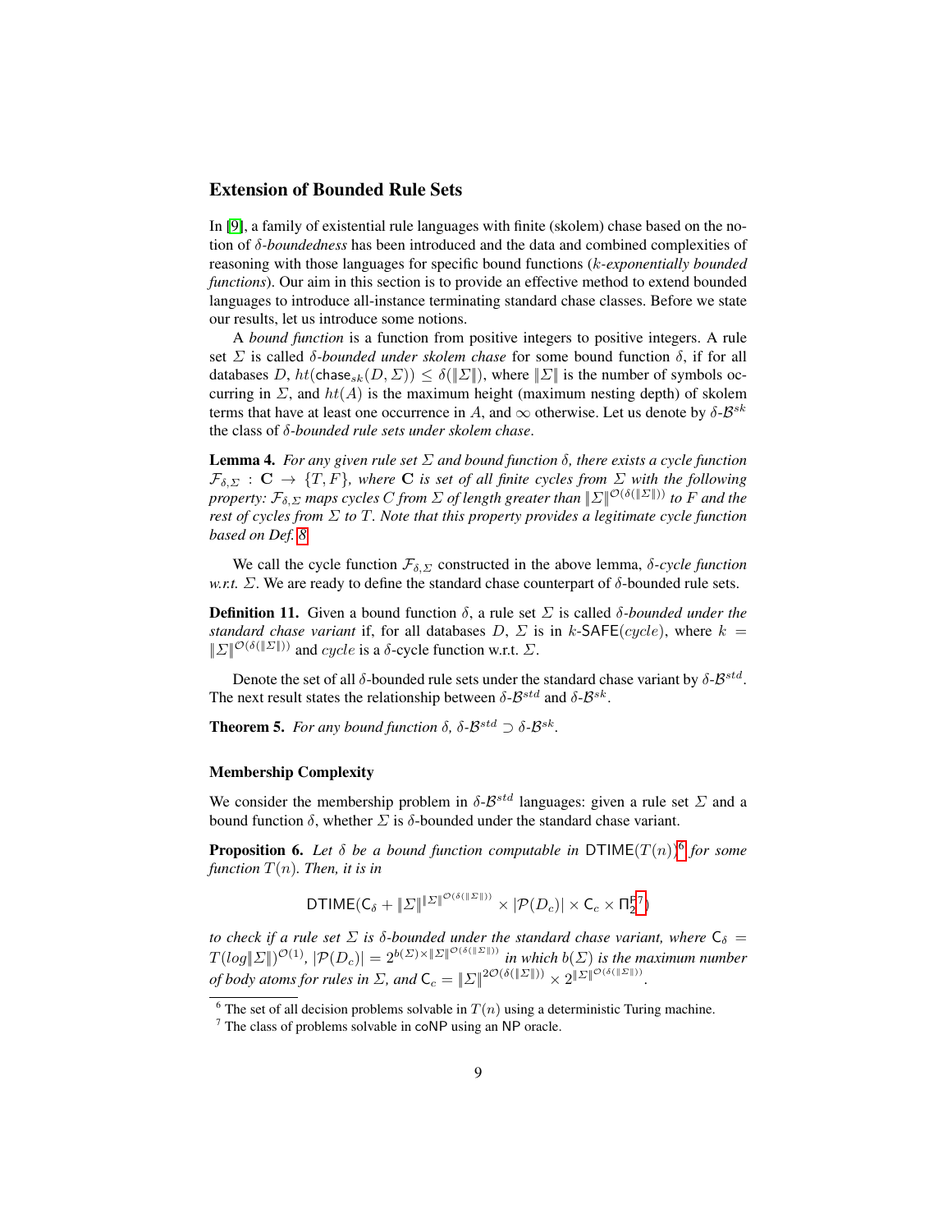## Extension of Bounded Rule Sets

In [9], a family of existential rule languages with finite (skolem) chase based on the notion of *δ-boundedness* has been introduced and the data and combined complexities of reasoning with those languages for specific bound functions (*k-exponentially bounded functions*). Our aim in this section is to provide an effective method to extend bounded languages to introduce all-instance terminating standard chase classes. Before we state our results, let us introduce some notions.

A *bound function* is a function from positive integers to positive integers. A rule set $\Sigma$ is called *δ-bounded under skolem chase* for some bound function $\delta$, if for all databases $D$, $ht(\mathsf{chase}_{sk}(D, \Sigma)) \leq \delta(\|\Sigma\|)$, where $\|\Sigma\|$ is the number of symbols occurring in $\Sigma$, and $ht(A)$ is the maximum height (maximum nesting depth) of skolem terms that have at least one occurrence in $A$, and $\infty$ otherwise. Let us denote by $\delta$-$\mathcal{B}^{sk}$ the class of *δ-bounded rule sets under skolem chase*.

**Lemma 4.** *For any given rule set $\Sigma$ and bound function $\delta$, there exists a cycle function $\mathcal{F}_{\delta,\Sigma} : \mathbf{C} \rightarrow \{T, F\}$, where $\mathbf{C}$ is set of all finite cycles from $\Sigma$ with the following property: $\mathcal{F}_{\delta,\Sigma}$ maps cycles $C$ from $\Sigma$ of length greater than $\|\Sigma\|^{\mathcal{O}(\delta(\|\Sigma\|))}$ to $F$ and the rest of cycles from $\Sigma$ to $T$. Note that this property provides a legitimate cycle function based on Def. 8.*

We call the cycle function $\mathcal{F}_{\delta,\Sigma}$ constructed in the above lemma, *δ-cycle function w.r.t. $\Sigma$*. We are ready to define the standard chase counterpart of δ-bounded rule sets.

**Definition 11.** Given a bound function $\delta$, a rule set $\Sigma$ is called *δ-bounded under the standard chase variant* if, for all databases $D$, $\Sigma$ is in $k$-$\mathsf{SAFE}(cycle)$, where $k = \|\Sigma\|^{\mathcal{O}(\delta(\|\Sigma\|))}$ and $cycle$ is a δ-cycle function w.r.t. $\Sigma$.

Denote the set of all δ-bounded rule sets under the standard chase variant by $\delta$-$\mathcal{B}^{std}$. The next result states the relationship between $\delta$-$\mathcal{B}^{std}$ and $\delta$-$\mathcal{B}^{sk}$.

**Theorem 5.** *For any bound function $\delta$, $\delta$-$\mathcal{B}^{std} \supset \delta$-$\mathcal{B}^{sk}$.*

### Membership Complexity

We consider the membership problem in $\delta$-$\mathcal{B}^{std}$ languages: given a rule set $\Sigma$ and a bound function $\delta$, whether $\Sigma$ is δ-bounded under the standard chase variant.

**Proposition 6.** *Let $\delta$ be a bound function computable in $\mathsf{DTIME}(T(n))$[6] for some function $T(n)$. Then, it is in*

$$\mathsf{DTIME}(\mathsf{C}_\delta + \|\Sigma\|^{\|\Sigma\|^{\mathcal{O}(\delta(\|\Sigma\|))}} \times |\mathcal{P}(D_c)| \times \mathsf{C}_c \times \Pi_2^{\mathsf{P}}\text{[7]})$$

*to check if a rule set $\Sigma$ is δ-bounded under the standard chase variant, where $\mathsf{C}_\delta = T(log\|\Sigma\|)^{\mathcal{O}(1)}$, $|\mathcal{P}(D_c)| = 2^{b(\Sigma) \times \|\Sigma\|^{\mathcal{O}(\delta(\|\Sigma\|))}}$ in which $b(\Sigma)$ is the maximum number of body atoms for rules in $\Sigma$, and $\mathsf{C}_c = \|\Sigma\|^{2\mathcal{O}(\delta(\|\Sigma\|))} \times 2^{\|\Sigma\|^{\mathcal{O}(\delta(\|\Sigma\|))}}$.*

[6] The set of all decision problems solvable in $T(n)$ using a deterministic Turing machine.

[7] The class of problems solvable in coNP using an NP oracle.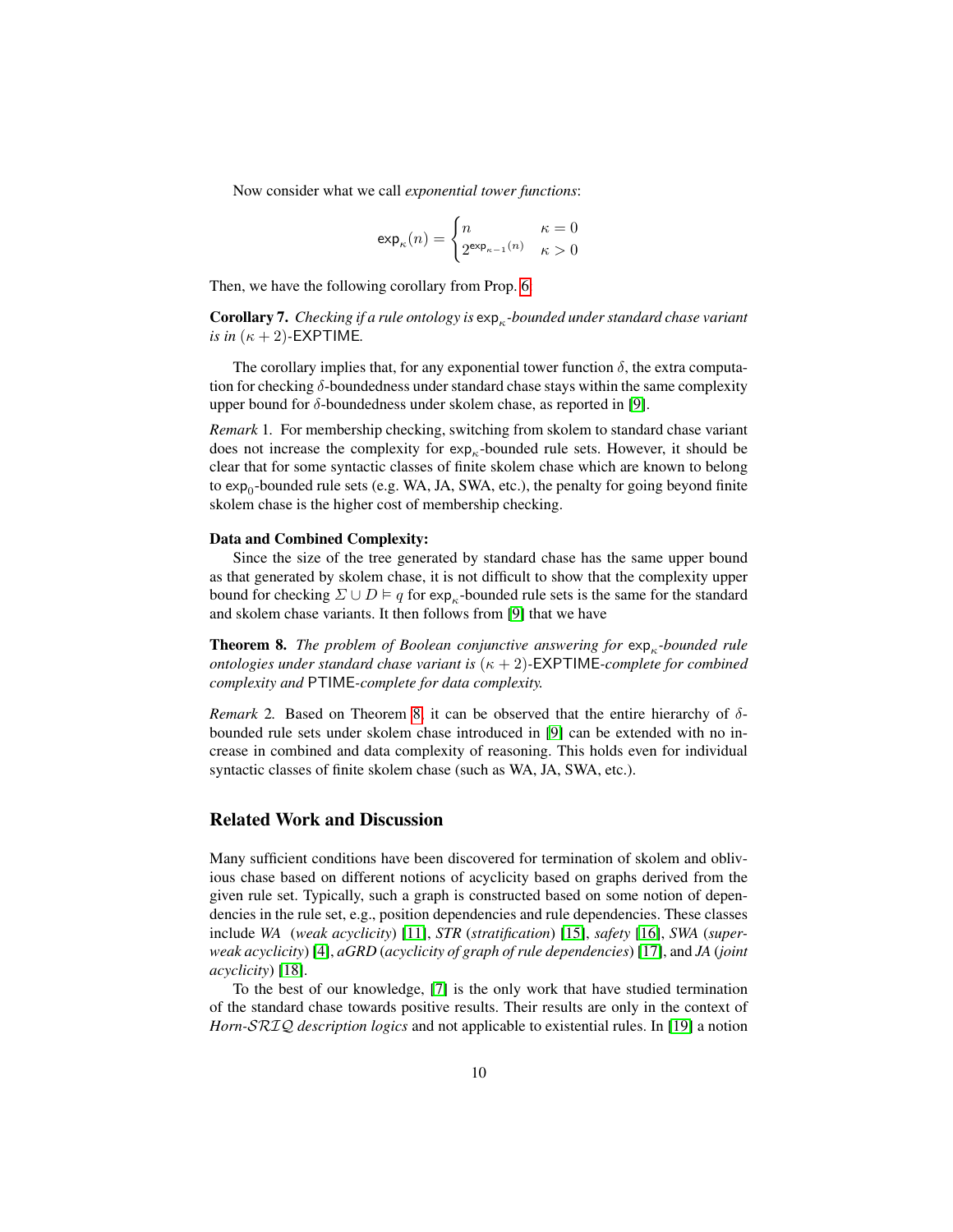Now consider what we call *exponential tower functions*:

$$\mathsf{exp}_\kappa(n) = \begin{cases} n & \kappa = 0 \\ 2^{\mathsf{exp}_{\kappa-1}(n)} & \kappa > 0 \end{cases}$$

Then, we have the following corollary from Prop. 6

**Corollary 7.** *Checking if a rule ontology is $\mathsf{exp}_\kappa$-bounded under standard chase variant is in $(\kappa + 2)$-EXPTIME.*

The corollary implies that, for any exponential tower function $\delta$, the extra computation for checking $\delta$-boundedness under standard chase stays within the same complexity upper bound for $\delta$-boundedness under skolem chase, as reported in [9].

*Remark* 1. For membership checking, switching from skolem to standard chase variant does not increase the complexity for $\mathsf{exp}_\kappa$-bounded rule sets. However, it should be clear that for some syntactic classes of finite skolem chase which are known to belong to $\mathsf{exp}_0$-bounded rule sets (e.g. WA, JA, SWA, etc.), the penalty for going beyond finite skolem chase is the higher cost of membership checking.

**Data and Combined Complexity:**

Since the size of the tree generated by standard chase has the same upper bound as that generated by skolem chase, it is not difficult to show that the complexity upper bound for checking $\Sigma \cup D \models q$ for $\mathsf{exp}_\kappa$-bounded rule sets is the same for the standard and skolem chase variants. It then follows from [9] that we have

**Theorem 8.** *The problem of Boolean conjunctive answering for $\mathsf{exp}_\kappa$-bounded rule ontologies under standard chase variant is $(\kappa + 2)$-EXPTIME-complete for combined complexity and PTIME-complete for data complexity.*

*Remark* 2. Based on Theorem 8, it can be observed that the entire hierarchy of $\delta$-bounded rule sets under skolem chase introduced in [9] can be extended with no increase in combined and data complexity of reasoning. This holds even for individual syntactic classes of finite skolem chase (such as WA, JA, SWA, etc.).

## Related Work and Discussion

Many sufficient conditions have been discovered for termination of skolem and oblivious chase based on different notions of acyclicity based on graphs derived from the given rule set. Typically, such a graph is constructed based on some notion of dependencies in the rule set, e.g., position dependencies and rule dependencies. These classes include *WA* (*weak acyclicity*) [11], *STR* (*stratification*) [15], *safety* [16], *SWA* (*super-weak acyclicity*) [4], *aGRD* (*acyclicity of graph of rule dependencies*) [17], and *JA* (*joint acyclicity*) [18].

To the best of our knowledge, [7] is the only work that have studied termination of the standard chase towards positive results. Their results are only in the context of *Horn-$\mathcal{SRIQ}$ description logics* and not applicable to existential rules. In [19] a notion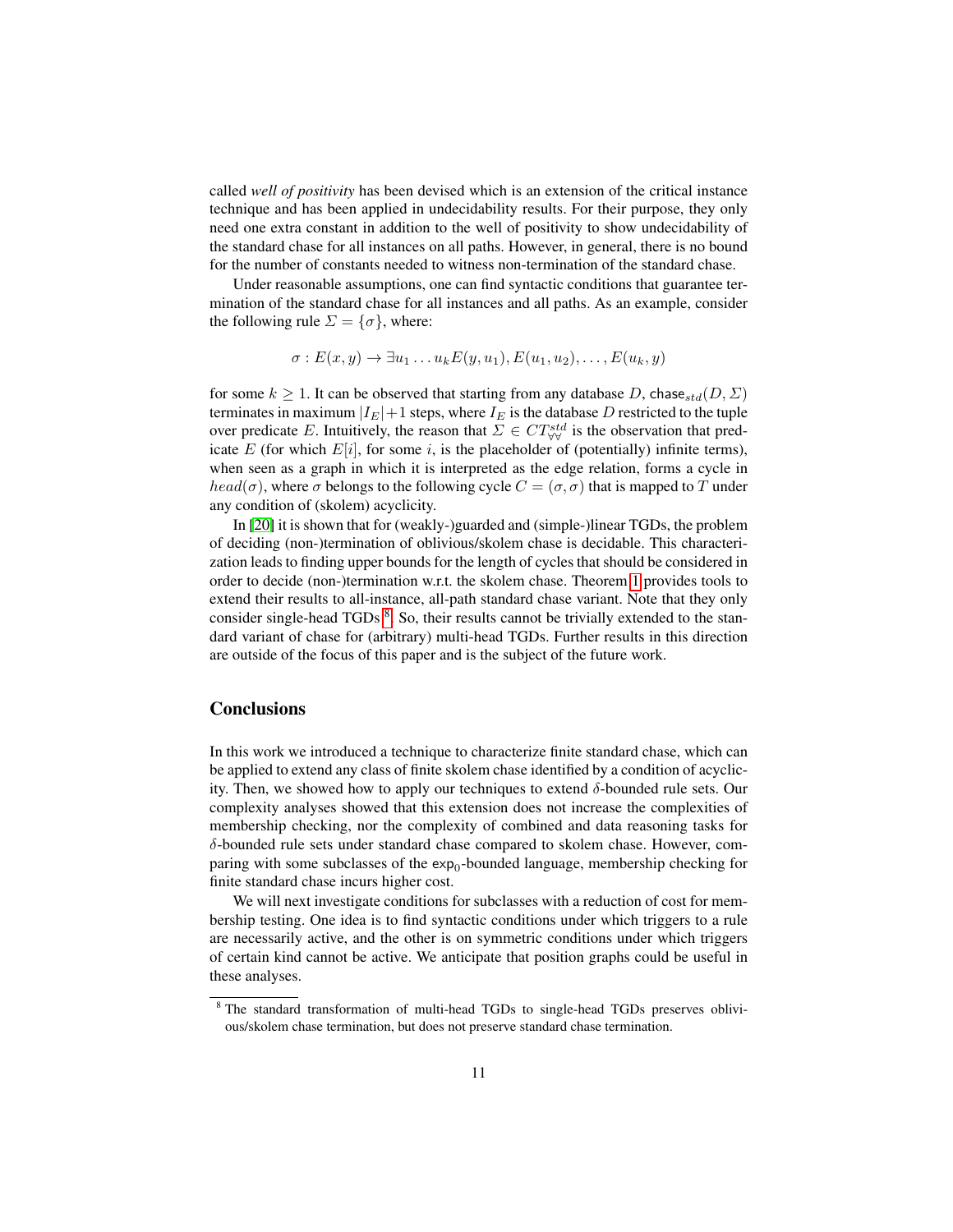called *well of positivity* has been devised which is an extension of the critical instance technique and has been applied in undecidability results. For their purpose, they only need one extra constant in addition to the well of positivity to show undecidability of the standard chase for all instances on all paths. However, in general, there is no bound for the number of constants needed to witness non-termination of the standard chase.

Under reasonable assumptions, one can find syntactic conditions that guarantee termination of the standard chase for all instances and all paths. As an example, consider the following rule $\Sigma = \{\sigma\}$, where:

$$\sigma : E(x, y) \rightarrow \exists u_1 \dots u_k E(y, u_1), E(u_1, u_2), \dots, E(u_k, y)$$

for some $k \geq 1$. It can be observed that starting from any database $D$, $\mathsf{chase}_{std}(D, \Sigma)$ terminates in maximum $|I_E|+1$ steps, where $I_E$ is the database $D$ restricted to the tuple over predicate $E$. Intuitively, the reason that $\Sigma \in CT^{std}_{\forall\forall}$ is the observation that predicate $E$ (for which $E[i]$, for some $i$, is the placeholder of (potentially) infinite terms), when seen as a graph in which it is interpreted as the edge relation, forms a cycle in $head(\sigma)$, where $\sigma$ belongs to the following cycle $C = (\sigma, \sigma)$ that is mapped to $T$ under any condition of (skolem) acyclicity.

In [20] it is shown that for (weakly-)guarded and (simple-)linear TGDs, the problem of deciding (non-)termination of oblivious/skolem chase is decidable. This characterization leads to finding upper bounds for the length of cycles that should be considered in order to decide (non-)termination w.r.t. the skolem chase. Theorem 1 provides tools to extend their results to all-instance, all-path standard chase variant. Note that they only consider single-head TGDs [8]. So, their results cannot be trivially extended to the standard variant of chase for (arbitrary) multi-head TGDs. Further results in this direction are outside of the focus of this paper and is the subject of the future work.

## Conclusions

In this work we introduced a technique to characterize finite standard chase, which can be applied to extend any class of finite skolem chase identified by a condition of acyclicity. Then, we showed how to apply our techniques to extend $\delta$-bounded rule sets. Our complexity analyses showed that this extension does not increase the complexities of membership checking, nor the complexity of combined and data reasoning tasks for $\delta$-bounded rule sets under standard chase compared to skolem chase. However, comparing with some subclasses of the $\mathsf{exp}_0$-bounded language, membership checking for finite standard chase incurs higher cost.

We will next investigate conditions for subclasses with a reduction of cost for membership testing. One idea is to find syntactic conditions under which triggers to a rule are necessarily active, and the other is on symmetric conditions under which triggers of certain kind cannot be active. We anticipate that position graphs could be useful in these analyses.

[8] The standard transformation of multi-head TGDs to single-head TGDs preserves oblivious/skolem chase termination, but does not preserve standard chase termination.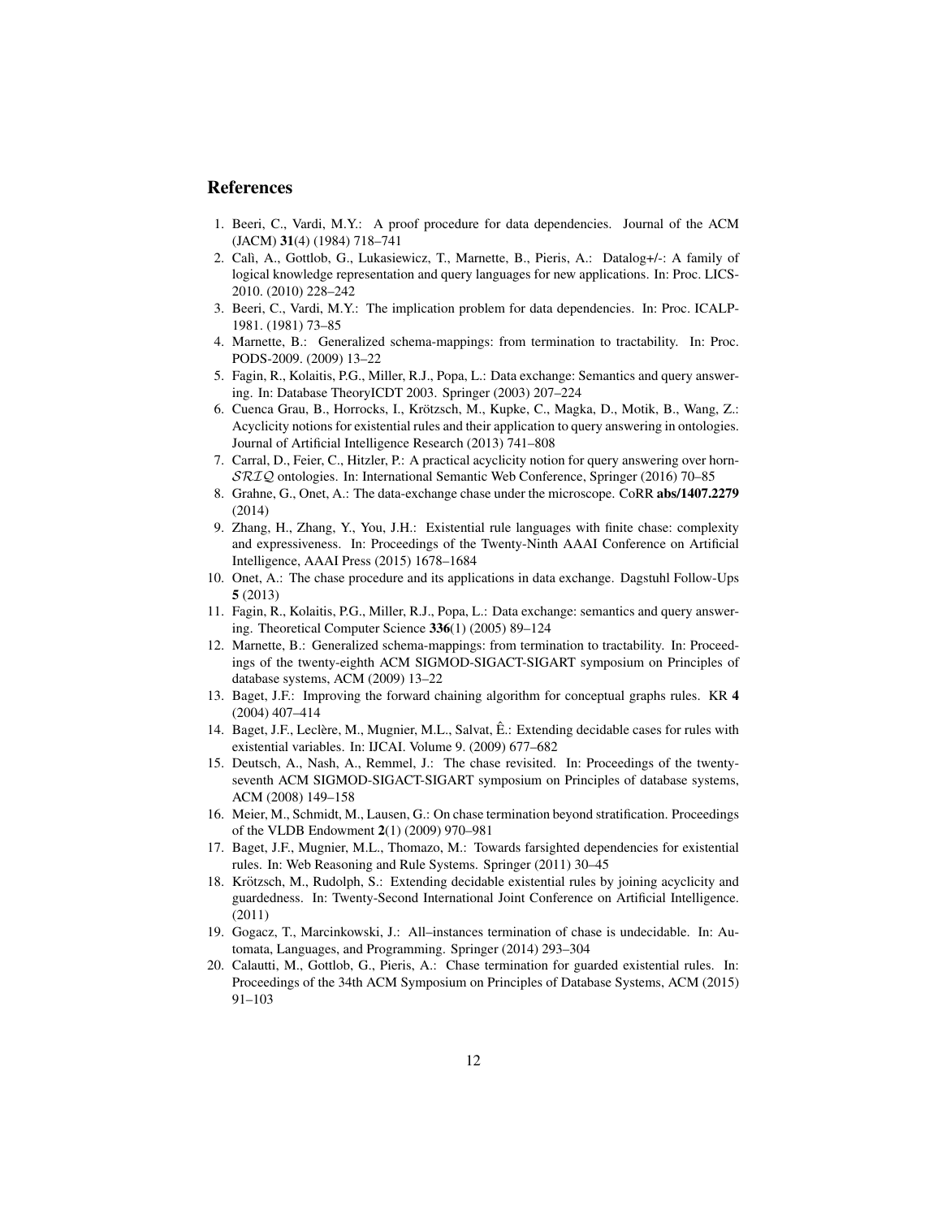## References

1. Beeri, C., Vardi, M.Y.: A proof procedure for data dependencies. Journal of the ACM (JACM) **31**(4) (1984) 718–741
2. Calì, A., Gottlob, G., Lukasiewicz, T., Marnette, B., Pieris, A.: Datalog+/-: A family of logical knowledge representation and query languages for new applications. In: Proc. LICS-2010. (2010) 228–242
3. Beeri, C., Vardi, M.Y.: The implication problem for data dependencies. In: Proc. ICALP-1981. (1981) 73–85
4. Marnette, B.: Generalized schema-mappings: from termination to tractability. In: Proc. PODS-2009. (2009) 13–22
5. Fagin, R., Kolaitis, P.G., Miller, R.J., Popa, L.: Data exchange: Semantics and query answering. In: Database TheoryICDT 2003. Springer (2003) 207–224
6. Cuenca Grau, B., Horrocks, I., Krötzsch, M., Kupke, C., Magka, D., Motik, B., Wang, Z.: Acyclicity notions for existential rules and their application to query answering in ontologies. Journal of Artificial Intelligence Research (2013) 741–808
7. Carral, D., Feier, C., Hitzler, P.: A practical acyclicity notion for query answering over horn-$\mathcal{SRIQ}$ ontologies. In: International Semantic Web Conference, Springer (2016) 70–85
8. Grahne, G., Onet, A.: The data-exchange chase under the microscope. CoRR **abs/1407.2279** (2014)
9. Zhang, H., Zhang, Y., You, J.H.: Existential rule languages with finite chase: complexity and expressiveness. In: Proceedings of the Twenty-Ninth AAAI Conference on Artificial Intelligence, AAAI Press (2015) 1678–1684
10. Onet, A.: The chase procedure and its applications in data exchange. Dagstuhl Follow-Ups **5** (2013)
11. Fagin, R., Kolaitis, P.G., Miller, R.J., Popa, L.: Data exchange: semantics and query answering. Theoretical Computer Science **336**(1) (2005) 89–124
12. Marnette, B.: Generalized schema-mappings: from termination to tractability. In: Proceedings of the twenty-eighth ACM SIGMOD-SIGACT-SIGART symposium on Principles of database systems, ACM (2009) 13–22
13. Baget, J.F.: Improving the forward chaining algorithm for conceptual graphs rules. KR **4** (2004) 407–414
14. Baget, J.F., Leclère, M., Mugnier, M.L., Salvat, Ê.: Extending decidable cases for rules with existential variables. In: IJCAI. Volume 9. (2009) 677–682
15. Deutsch, A., Nash, A., Remmel, J.: The chase revisited. In: Proceedings of the twenty-seventh ACM SIGMOD-SIGACT-SIGART symposium on Principles of database systems, ACM (2008) 149–158
16. Meier, M., Schmidt, M., Lausen, G.: On chase termination beyond stratification. Proceedings of the VLDB Endowment **2**(1) (2009) 970–981
17. Baget, J.F., Mugnier, M.L., Thomazo, M.: Towards farsighted dependencies for existential rules. In: Web Reasoning and Rule Systems. Springer (2011) 30–45
18. Krötzsch, M., Rudolph, S.: Extending decidable existential rules by joining acyclicity and guardedness. In: Twenty-Second International Joint Conference on Artificial Intelligence. (2011)
19. Gogacz, T., Marcinkowski, J.: All–instances termination of chase is undecidable. In: Automata, Languages, and Programming. Springer (2014) 293–304
20. Calautti, M., Gottlob, G., Pieris, A.: Chase termination for guarded existential rules. In: Proceedings of the 34th ACM Symposium on Principles of Database Systems, ACM (2015) 91–103